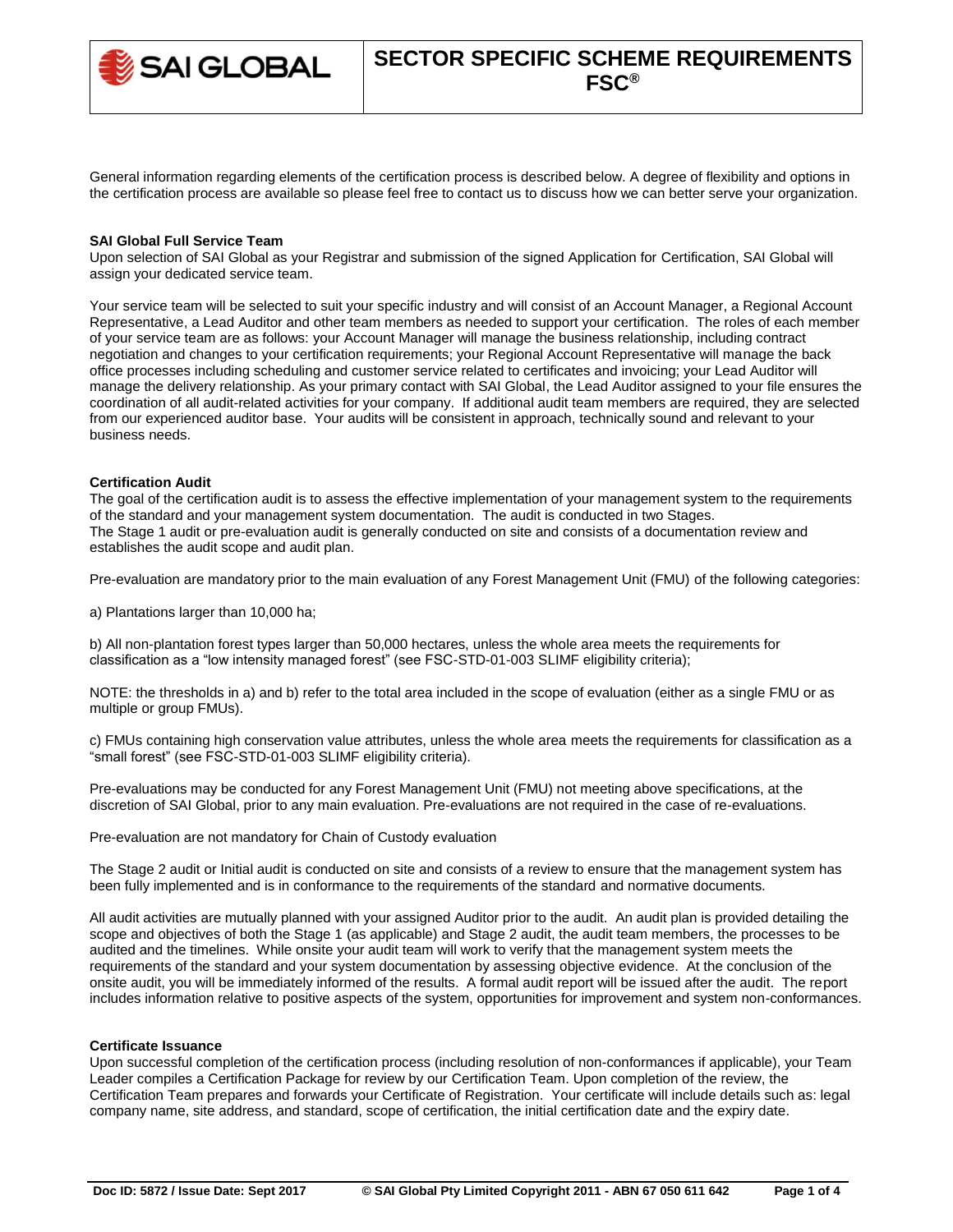# SECTOR SPECIFIC SCHEME REQUIREMENTS FSC®

General information regarding elements of the certification process is described below. A degree of flexibility and options in the certification process are available so please feel free to contact us to discuss how we can better serve your organization.

**SAI Global Full Service Team**

Upon selection of SAI Global as your Registrar and submission of the signed Application for Certification, SAI Global will assign your dedicated service team.

Your service team will be selected to suit your specific industry and will consist of an Account Manager, a Regional Account Representative, a Lead Auditor and other team members as needed to support your certification. The roles of each member of your service team are as follows: your Account Manager will manage the business relationship, including contract negotiation and changes to your certification requirements; your Regional Account Representative will manage the back office processes including scheduling and customer service related to certificates and invoicing; your Lead Auditor will manage the delivery relationship. As your primary contact with SAI Global, the Lead Auditor assigned to your file ensures the coordination of all audit-related activities for your company. If additional audit team members are required, they are selected from our experienced auditor base. Your audits will be consistent in approach, technically sound and relevant to your business needs.

**Certification Audit**

The goal of the certification audit is to assess the effective implementation of your management system to the requirements of the standard and your management system documentation. The audit is conducted in two Stages.
The Stage 1 audit or pre-evaluation audit is generally conducted on site and consists of a documentation review and establishes the audit scope and audit plan.

Pre-evaluation are mandatory prior to the main evaluation of any Forest Management Unit (FMU) of the following categories:

a) Plantations larger than 10,000 ha;

b) All non-plantation forest types larger than 50,000 hectares, unless the whole area meets the requirements for classification as a "low intensity managed forest" (see FSC-STD-01-003 SLIMF eligibility criteria);

NOTE: the thresholds in a) and b) refer to the total area included in the scope of evaluation (either as a single FMU or as multiple or group FMUs).

c) FMUs containing high conservation value attributes, unless the whole area meets the requirements for classification as a "small forest" (see FSC-STD-01-003 SLIMF eligibility criteria).

Pre-evaluations may be conducted for any Forest Management Unit (FMU) not meeting above specifications, at the discretion of SAI Global, prior to any main evaluation. Pre-evaluations are not required in the case of re-evaluations.

Pre-evaluation are not mandatory for Chain of Custody evaluation

The Stage 2 audit or Initial audit is conducted on site and consists of a review to ensure that the management system has been fully implemented and is in conformance to the requirements of the standard and normative documents.

All audit activities are mutually planned with your assigned Auditor prior to the audit. An audit plan is provided detailing the scope and objectives of both the Stage 1 (as applicable) and Stage 2 audit, the audit team members, the processes to be audited and the timelines. While onsite your audit team will work to verify that the management system meets the requirements of the standard and your system documentation by assessing objective evidence. At the conclusion of the onsite audit, you will be immediately informed of the results. A formal audit report will be issued after the audit. The report includes information relative to positive aspects of the system, opportunities for improvement and system non-conformances.

**Certificate Issuance**

Upon successful completion of the certification process (including resolution of non-conformances if applicable), your Team Leader compiles a Certification Package for review by our Certification Team. Upon completion of the review, the Certification Team prepares and forwards your Certificate of Registration. Your certificate will include details such as: legal company name, site address, and standard, scope of certification, the initial certification date and the expiry date.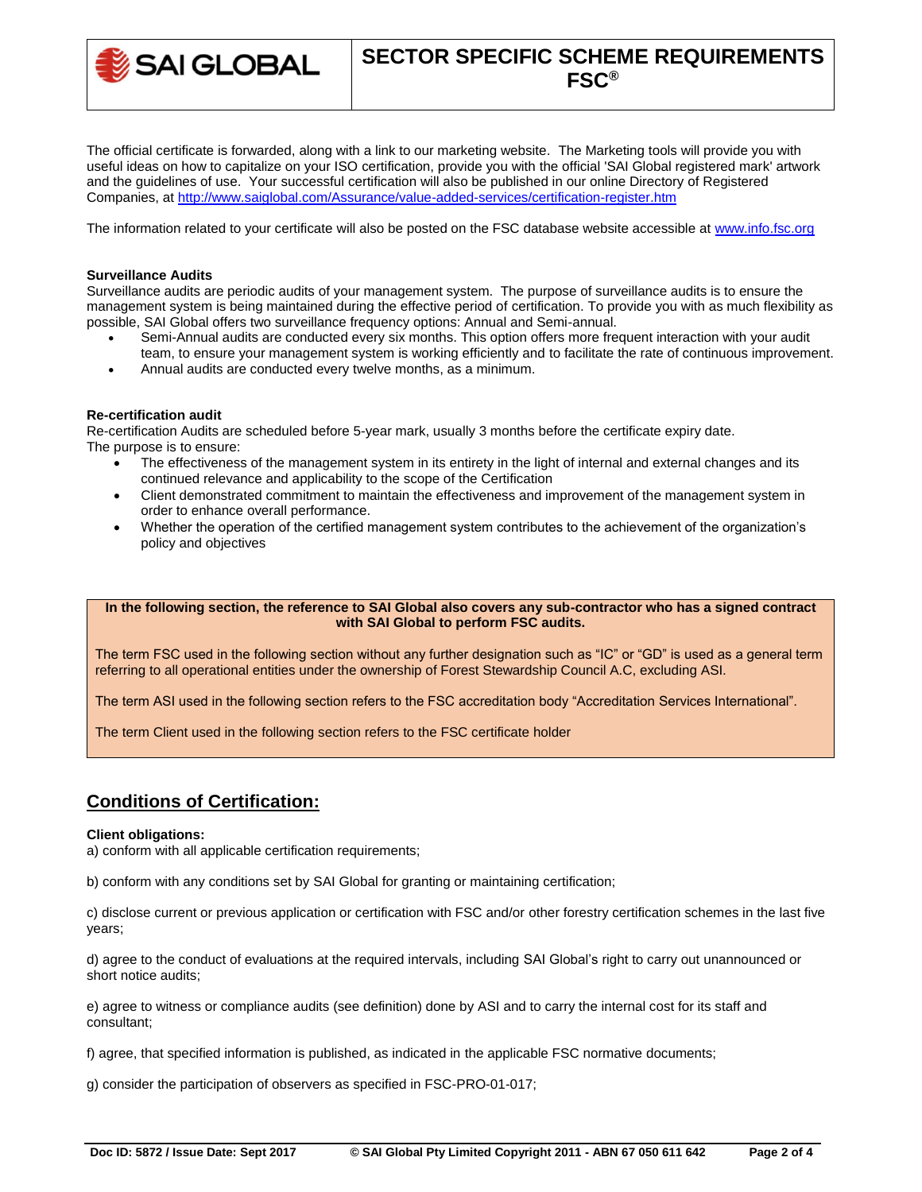The official certificate is forwarded, along with a link to our marketing website. The Marketing tools will provide you with useful ideas on how to capitalize on your ISO certification, provide you with the official 'SAI Global registered mark' artwork and the guidelines of use. Your successful certification will also be published in our online Directory of Registered Companies, at http://www.saiglobal.com/Assurance/value-added-services/certification-register.htm

The information related to your certificate will also be posted on the FSC database website accessible at www.info.fsc.org

**Surveillance Audits**
Surveillance audits are periodic audits of your management system. The purpose of surveillance audits is to ensure the management system is being maintained during the effective period of certification. To provide you with as much flexibility as possible, SAI Global offers two surveillance frequency options: Annual and Semi-annual.

- Semi-Annual audits are conducted every six months. This option offers more frequent interaction with your audit team, to ensure your management system is working efficiently and to facilitate the rate of continuous improvement.
- Annual audits are conducted every twelve months, as a minimum.

**Re-certification audit**
Re-certification Audits are scheduled before 5-year mark, usually 3 months before the certificate expiry date.
The purpose is to ensure:

- The effectiveness of the management system in its entirety in the light of internal and external changes and its continued relevance and applicability to the scope of the Certification
- Client demonstrated commitment to maintain the effectiveness and improvement of the management system in order to enhance overall performance.
- Whether the operation of the certified management system contributes to the achievement of the organization's policy and objectives

**In the following section, the reference to SAI Global also covers any sub-contractor who has a signed contract with SAI Global to perform FSC audits.**

The term FSC used in the following section without any further designation such as "IC" or "GD" is used as a general term referring to all operational entities under the ownership of Forest Stewardship Council A.C, excluding ASI.

The term ASI used in the following section refers to the FSC accreditation body "Accreditation Services International".

The term Client used in the following section refers to the FSC certificate holder

## Conditions of Certification:

**Client obligations:**

a) conform with all applicable certification requirements;

b) conform with any conditions set by SAI Global for granting or maintaining certification;

c) disclose current or previous application or certification with FSC and/or other forestry certification schemes in the last five years;

d) agree to the conduct of evaluations at the required intervals, including SAI Global's right to carry out unannounced or short notice audits;

e) agree to witness or compliance audits (see definition) done by ASI and to carry the internal cost for its staff and consultant;

f) agree, that specified information is published, as indicated in the applicable FSC normative documents;

g) consider the participation of observers as specified in FSC-PRO-01-017;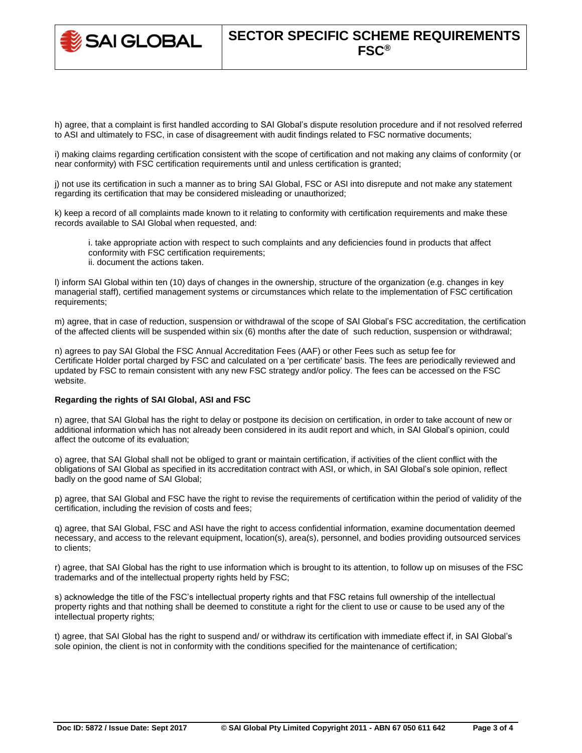h) agree, that a complaint is first handled according to SAI Global's dispute resolution procedure and if not resolved referred to ASI and ultimately to FSC, in case of disagreement with audit findings related to FSC normative documents;

i) making claims regarding certification consistent with the scope of certification and not making any claims of conformity (or near conformity) with FSC certification requirements until and unless certification is granted;

j) not use its certification in such a manner as to bring SAI Global, FSC or ASI into disrepute and not make any statement regarding its certification that may be considered misleading or unauthorized;

k) keep a record of all complaints made known to it relating to conformity with certification requirements and make these records available to SAI Global when requested, and:

i. take appropriate action with respect to such complaints and any deficiencies found in products that affect conformity with FSC certification requirements;
ii. document the actions taken.

l) inform SAI Global within ten (10) days of changes in the ownership, structure of the organization (e.g. changes in key managerial staff), certified management systems or circumstances which relate to the implementation of FSC certification requirements;

m) agree, that in case of reduction, suspension or withdrawal of the scope of SAI Global's FSC accreditation, the certification of the affected clients will be suspended within six (6) months after the date of such reduction, suspension or withdrawal;

n) agrees to pay SAI Global the FSC Annual Accreditation Fees (AAF) or other Fees such as setup fee for Certificate Holder portal charged by FSC and calculated on a 'per certificate' basis. The fees are periodically reviewed and updated by FSC to remain consistent with any new FSC strategy and/or policy. The fees can be accessed on the FSC website.

**Regarding the rights of SAI Global, ASI and FSC**

n) agree, that SAI Global has the right to delay or postpone its decision on certification, in order to take account of new or additional information which has not already been considered in its audit report and which, in SAI Global's opinion, could affect the outcome of its evaluation;

o) agree, that SAI Global shall not be obliged to grant or maintain certification, if activities of the client conflict with the obligations of SAI Global as specified in its accreditation contract with ASI, or which, in SAI Global's sole opinion, reflect badly on the good name of SAI Global;

p) agree, that SAI Global and FSC have the right to revise the requirements of certification within the period of validity of the certification, including the revision of costs and fees;

q) agree, that SAI Global, FSC and ASI have the right to access confidential information, examine documentation deemed necessary, and access to the relevant equipment, location(s), area(s), personnel, and bodies providing outsourced services to clients;

r) agree, that SAI Global has the right to use information which is brought to its attention, to follow up on misuses of the FSC trademarks and of the intellectual property rights held by FSC;

s) acknowledge the title of the FSC's intellectual property rights and that FSC retains full ownership of the intellectual property rights and that nothing shall be deemed to constitute a right for the client to use or cause to be used any of the intellectual property rights;

t) agree, that SAI Global has the right to suspend and/ or withdraw its certification with immediate effect if, in SAI Global's sole opinion, the client is not in conformity with the conditions specified for the maintenance of certification;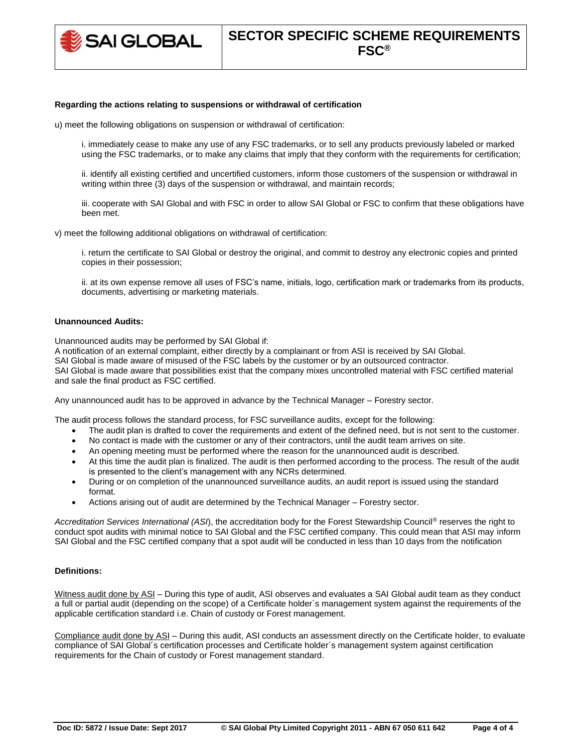**Regarding the actions relating to suspensions or withdrawal of certification**

u) meet the following obligations on suspension or withdrawal of certification:

i. immediately cease to make any use of any FSC trademarks, or to sell any products previously labeled or marked using the FSC trademarks, or to make any claims that imply that they conform with the requirements for certification;

ii. identify all existing certified and uncertified customers, inform those customers of the suspension or withdrawal in writing within three (3) days of the suspension or withdrawal, and maintain records;

iii. cooperate with SAI Global and with FSC in order to allow SAI Global or FSC to confirm that these obligations have been met.

v) meet the following additional obligations on withdrawal of certification:

i. return the certificate to SAI Global or destroy the original, and commit to destroy any electronic copies and printed copies in their possession;

ii. at its own expense remove all uses of FSC's name, initials, logo, certification mark or trademarks from its products, documents, advertising or marketing materials.

**Unannounced Audits:**

Unannounced audits may be performed by SAI Global if:
A notification of an external complaint, either directly by a complainant or from ASI is received by SAI Global.
SAI Global is made aware of misused of the FSC labels by the customer or by an outsourced contractor.
SAI Global is made aware that possibilities exist that the company mixes uncontrolled material with FSC certified material and sale the final product as FSC certified.

Any unannounced audit has to be approved in advance by the Technical Manager – Forestry sector.

The audit process follows the standard process, for FSC surveillance audits, except for the following:

- The audit plan is drafted to cover the requirements and extent of the defined need, but is not sent to the customer.
- No contact is made with the customer or any of their contractors, until the audit team arrives on site.
- An opening meeting must be performed where the reason for the unannounced audit is described.
- At this time the audit plan is finalized. The audit is then performed according to the process. The result of the audit is presented to the client's management with any NCRs determined.
- During or on completion of the unannounced surveillance audits, an audit report is issued using the standard format.
- Actions arising out of audit are determined by the Technical Manager – Forestry sector.

*Accreditation Services International (ASI*), the accreditation body for the Forest Stewardship Council® reserves the right to conduct spot audits with minimal notice to SAI Global and the FSC certified company. This could mean that ASI may inform SAI Global and the FSC certified company that a spot audit will be conducted in less than 10 days from the notification

**Definitions:**

Witness audit done by ASI – During this type of audit, ASI observes and evaluates a SAI Global audit team as they conduct a full or partial audit (depending on the scope) of a Certificate holder´s management system against the requirements of the applicable certification standard i.e. Chain of custody or Forest management.

Compliance audit done by ASI – During this audit, ASI conducts an assessment directly on the Certificate holder, to evaluate compliance of SAI Global´s certification processes and Certificate holder´s management system against certification requirements for the Chain of custody or Forest management standard.